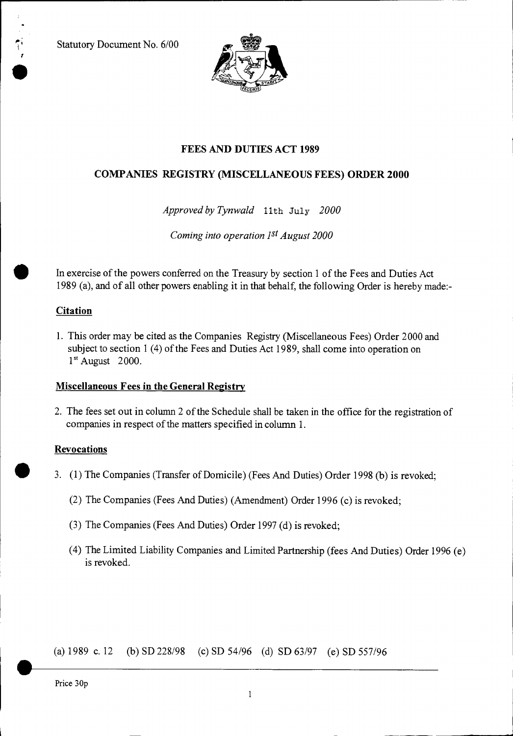Statutory Document No. 6/00

# FEES AND DUTIES ACT 1989

## COMPANIES REGISTRY (MISCELLANEOUS FEES) ORDER 2000

*Approved by Tynwald* 11th July *2000*

*Coming into operation 1st August 2000*

In exercise of the powers conferred on the Treasury by section 1 of the Fees and Duties Act 1989 (a), and of all other powers enabling it in that behalf, the following Order is hereby made:-

**Citation**

1. This order may be cited as the Companies Registry (Miscellaneous Fees) Order 2000 and subject to section 1 (4) of the Fees and Duties Act 1989, shall come into operation on 1st August 2000.

**Miscellaneous Fees in the General Registry**

2. The fees set out in column 2 of the Schedule shall be taken in the office for the registration of companies in respect of the matters specified in column 1.

**Revocations**

3. (1) The Companies (Transfer of Domicile) (Fees And Duties) Order 1998 (b) is revoked;

   (2) The Companies (Fees And Duties) (Amendment) Order 1996 (c) is revoked;

   (3) The Companies (Fees And Duties) Order 1997 (d) is revoked;

   (4) The Limited Liability Companies and Limited Partnership (fees And Duties) Order 1996 (e) is revoked.

(a) 1989 c. 12 (b) SD 228/98 (c) SD 54/96 (d) SD 63/97 (e) SD 557/96

Price 30p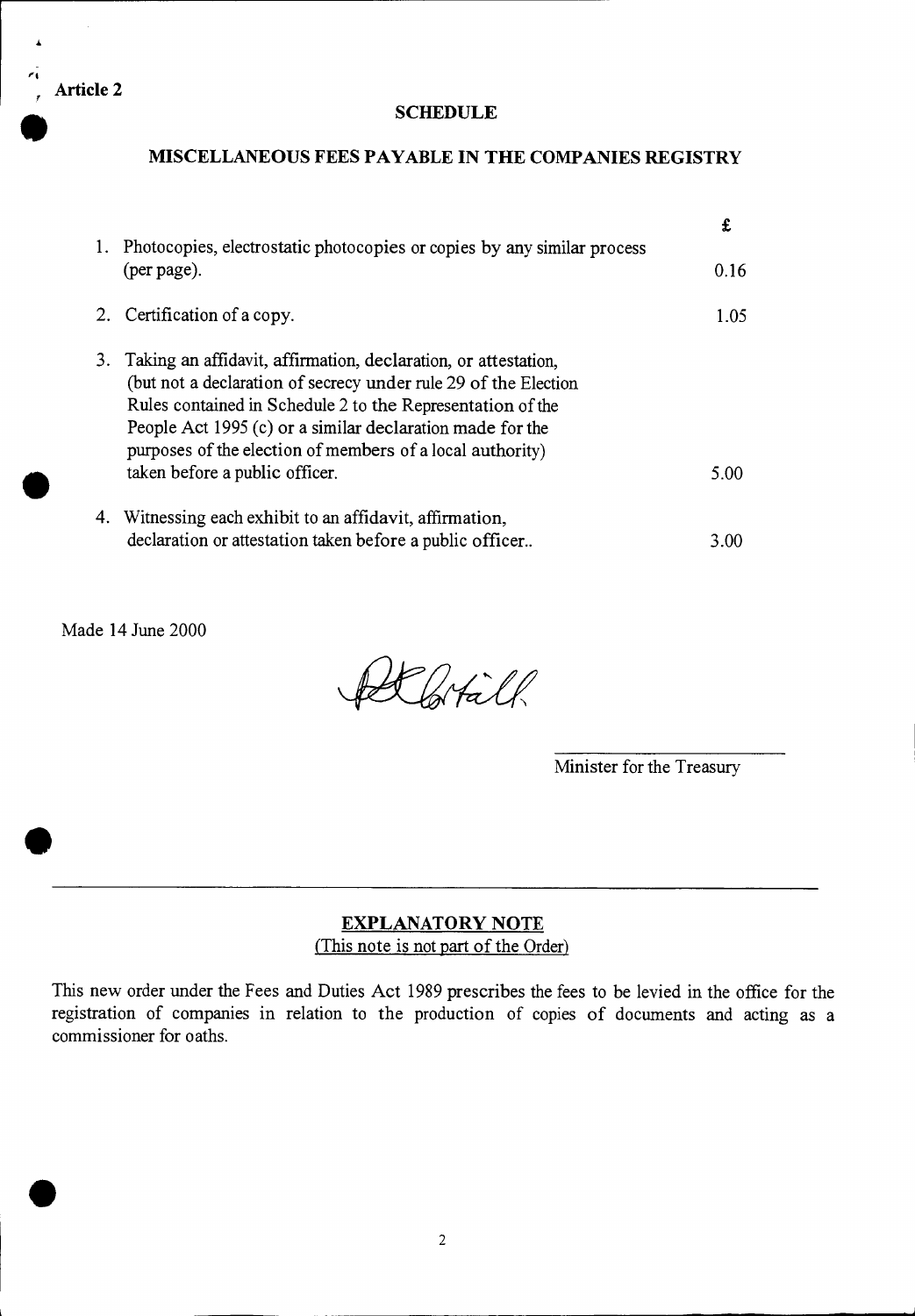Article 2

## SCHEDULE

## MISCELLANEOUS FEES PAYABLE IN THE COMPANIES REGISTRY

| | | £ |
|---|---|---|
| 1. | Photocopies, electrostatic photocopies or copies by any similar process (per page). | 0.16 |
| 2. | Certification of a copy. | 1.05 |
| 3. | Taking an affidavit, affirmation, declaration, or attestation, (but not a declaration of secrecy under rule 29 of the Election Rules contained in Schedule 2 to the Representation of the People Act 1995 (c) or a similar declaration made for the purposes of the election of members of a local authority) taken before a public officer. | 5.00 |
| 4. | Witnessing each exhibit to an affidavit, affirmation, declaration or attestation taken before a public officer.. | 3.00 |

Made 14 June 2000

Minister for the Treasury

---

## EXPLANATORY NOTE

(This note is not part of the Order)

This new order under the Fees and Duties Act 1989 prescribes the fees to be levied in the office for the registration of companies in relation to the production of copies of documents and acting as a commissioner for oaths.